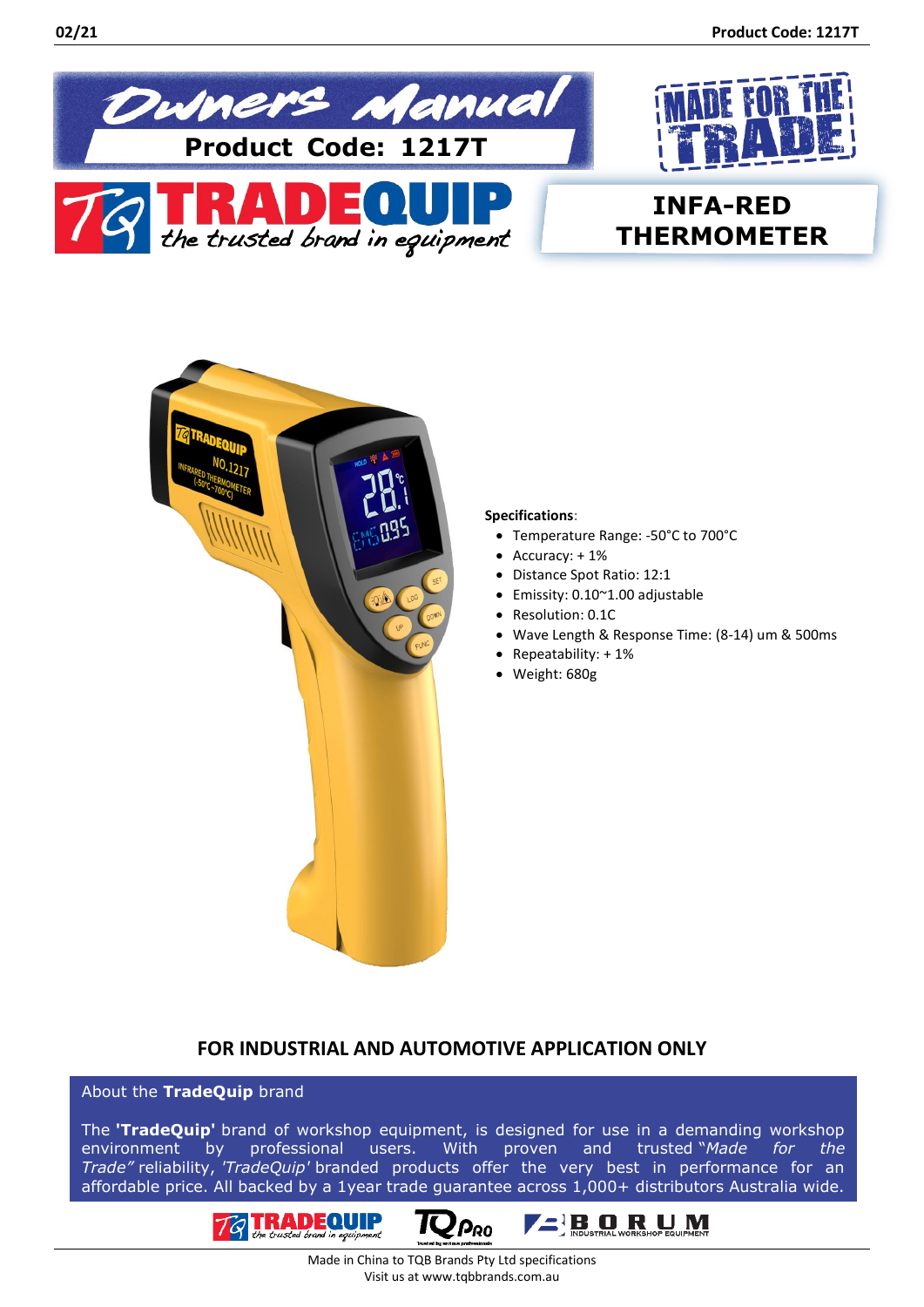# Owners Manual

**Product Code: 1217T**

**MADE FOR THE TRADE**

TRADEQUIP *the trusted brand in equipment*

## INFA-RED THERMOMETER

**Specifications**:

- Temperature Range: -50°C to 700°C
- Accuracy: + 1%
- Distance Spot Ratio: 12:1
- Emissity: 0.10~1.00 adjustable
- Resolution: 0.1C
- Wave Length & Response Time: (8-14) um & 500ms
- Repeatability: + 1%
- Weight: 680g

## FOR INDUSTRIAL AND AUTOMOTIVE APPLICATION ONLY

About the **TradeQuip** brand

The **'TradeQuip'** brand of workshop equipment, is designed for use in a demanding workshop environment by professional users. With proven and trusted *"Made for the Trade"* reliability, *'TradeQuip'* branded products offer the very best in performance for an affordable price. All backed by a 1year trade guarantee across 1,000+ distributors Australia wide.

Made in China to TQB Brands Pty Ltd specifications
Visit us at www.tqbbrands.com.au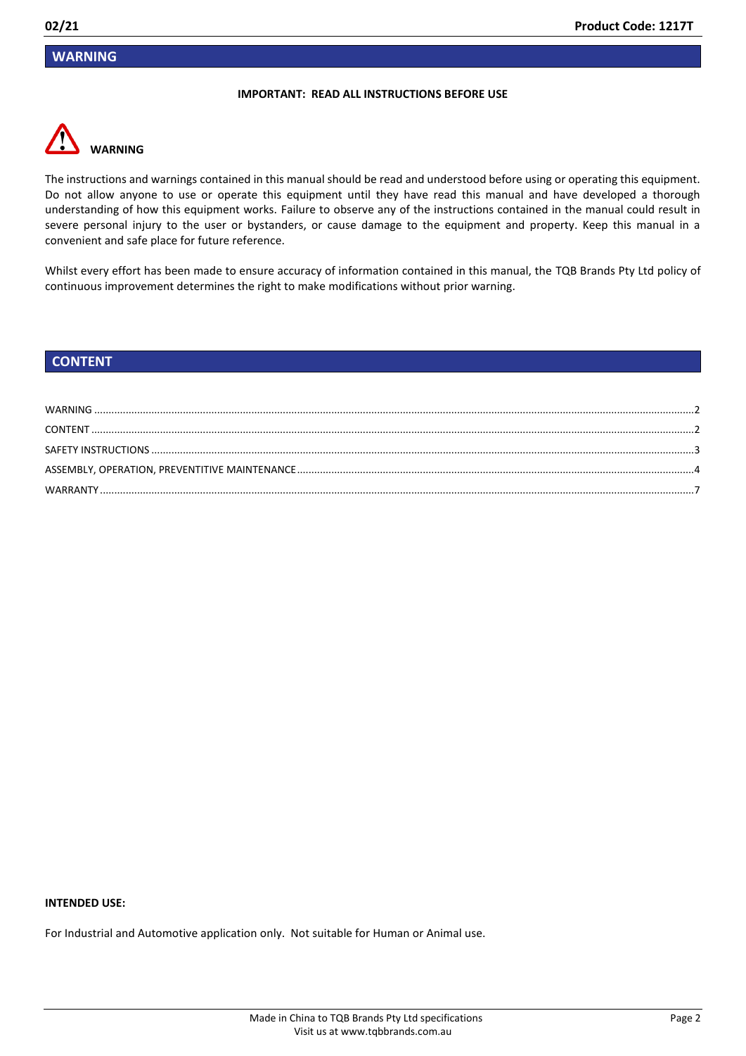## WARNING

**IMPORTANT: READ ALL INSTRUCTIONS BEFORE USE**

**WARNING**

The instructions and warnings contained in this manual should be read and understood before using or operating this equipment. Do not allow anyone to use or operate this equipment until they have read this manual and have developed a thorough understanding of how this equipment works. Failure to observe any of the instructions contained in the manual could result in severe personal injury to the user or bystanders, or cause damage to the equipment and property. Keep this manual in a convenient and safe place for future reference.

Whilst every effort has been made to ensure accuracy of information contained in this manual, the TQB Brands Pty Ltd policy of continuous improvement determines the right to make modifications without prior warning.

## CONTENT

WARNING ....................................................................................................2
CONTENT ....................................................................................................2
SAFETY INSTRUCTIONS ..............................................................................3
ASSEMBLY, OPERATION, PREVENTITIVE MAINTENANCE ..............................4
WARRANTY ..................................................................................................7

**INTENDED USE:**

For Industrial and Automotive application only. Not suitable for Human or Animal use.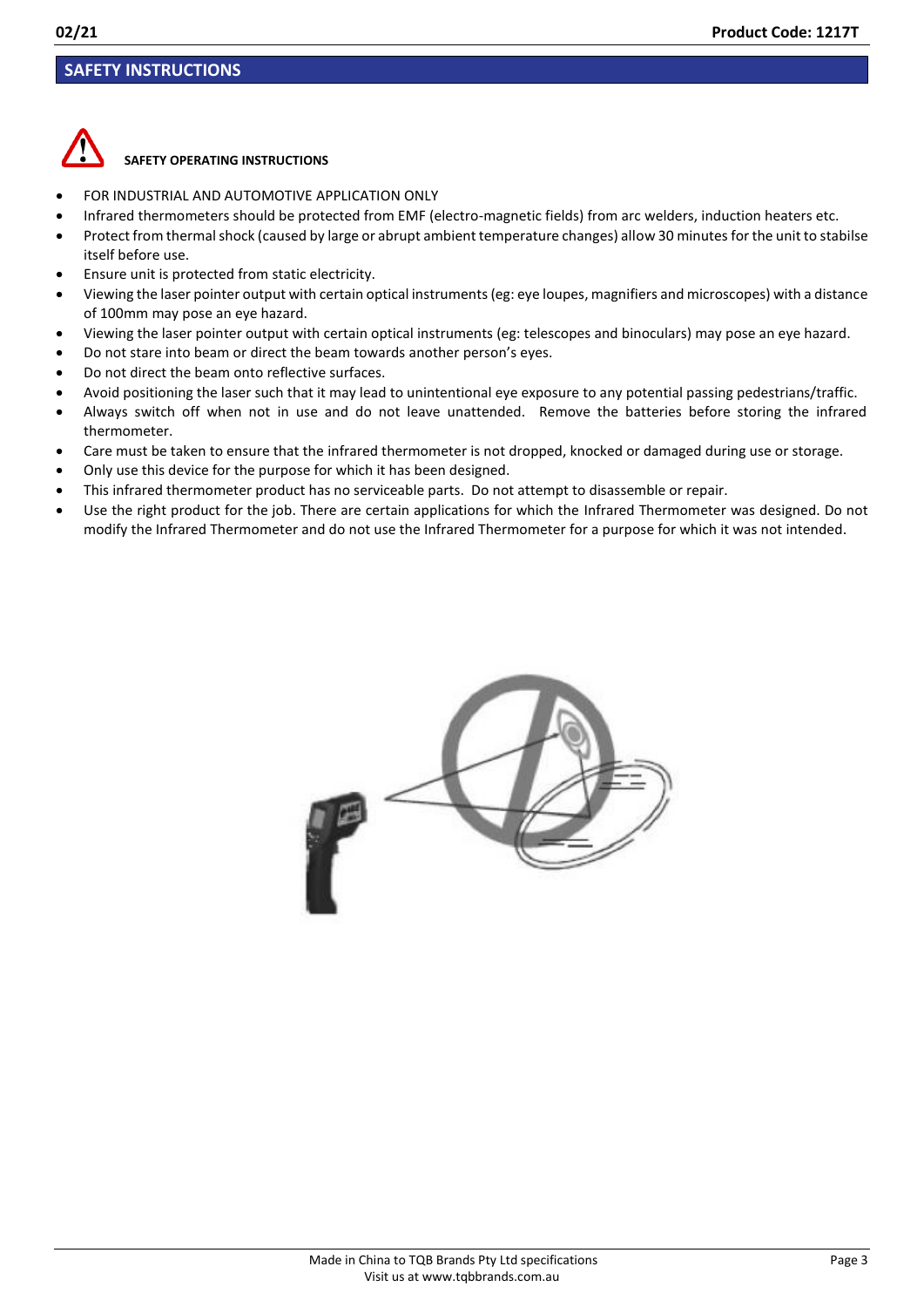## SAFETY INSTRUCTIONS

**SAFETY OPERATING INSTRUCTIONS**

- FOR INDUSTRIAL AND AUTOMOTIVE APPLICATION ONLY
- Infrared thermometers should be protected from EMF (electro-magnetic fields) from arc welders, induction heaters etc.
- Protect from thermal shock (caused by large or abrupt ambient temperature changes) allow 30 minutes for the unit to stabilse itself before use.
- Ensure unit is protected from static electricity.
- Viewing the laser pointer output with certain optical instruments (eg: eye loupes, magnifiers and microscopes) with a distance of 100mm may pose an eye hazard.
- Viewing the laser pointer output with certain optical instruments (eg: telescopes and binoculars) may pose an eye hazard.
- Do not stare into beam or direct the beam towards another person's eyes.
- Do not direct the beam onto reflective surfaces.
- Avoid positioning the laser such that it may lead to unintentional eye exposure to any potential passing pedestrians/traffic.
- Always switch off when not in use and do not leave unattended. Remove the batteries before storing the infrared thermometer.
- Care must be taken to ensure that the infrared thermometer is not dropped, knocked or damaged during use or storage.
- Only use this device for the purpose for which it has been designed.
- This infrared thermometer product has no serviceable parts. Do not attempt to disassemble or repair.
- Use the right product for the job. There are certain applications for which the Infrared Thermometer was designed. Do not modify the Infrared Thermometer and do not use the Infrared Thermometer for a purpose for which it was not intended.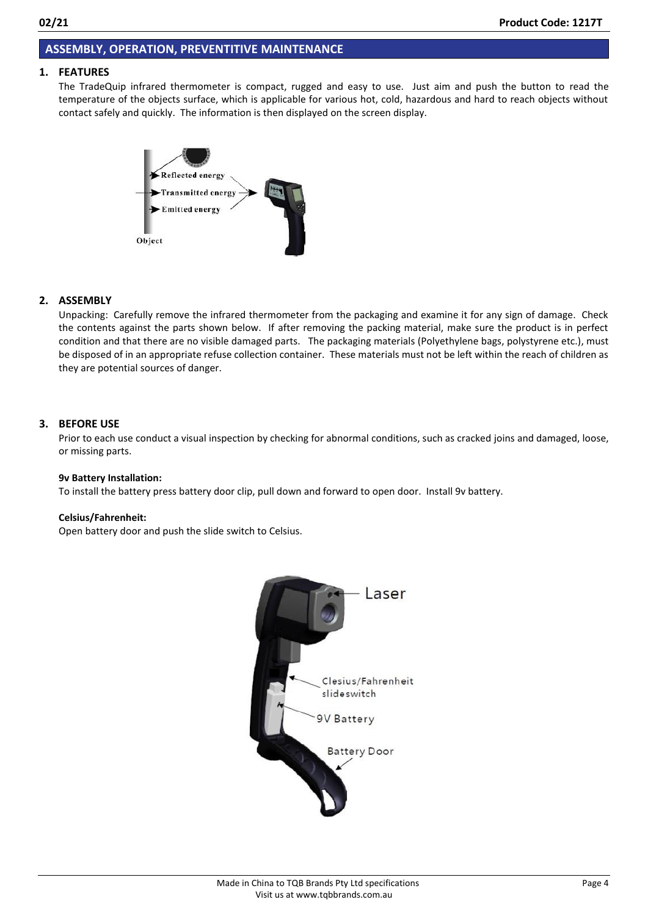## ASSEMBLY, OPERATION, PREVENTITIVE MAINTENANCE

### 1. FEATURES

The TradeQuip infrared thermometer is compact, rugged and easy to use. Just aim and push the button to read the temperature of the objects surface, which is applicable for various hot, cold, hazardous and hard to reach objects without contact safely and quickly. The information is then displayed on the screen display.

### 2. ASSEMBLY

Unpacking: Carefully remove the infrared thermometer from the packaging and examine it for any sign of damage. Check the contents against the parts shown below. If after removing the packing material, make sure the product is in perfect condition and that there are no visible damaged parts. The packaging materials (Polyethylene bags, polystyrene etc.), must be disposed of in an appropriate refuse collection container. These materials must not be left within the reach of children as they are potential sources of danger.

### 3. BEFORE USE

Prior to each use conduct a visual inspection by checking for abnormal conditions, such as cracked joins and damaged, loose, or missing parts.

**9v Battery Installation:**

To install the battery press battery door clip, pull down and forward to open door. Install 9v battery.

**Celsius/Fahrenheit:**

Open battery door and push the slide switch to Celsius.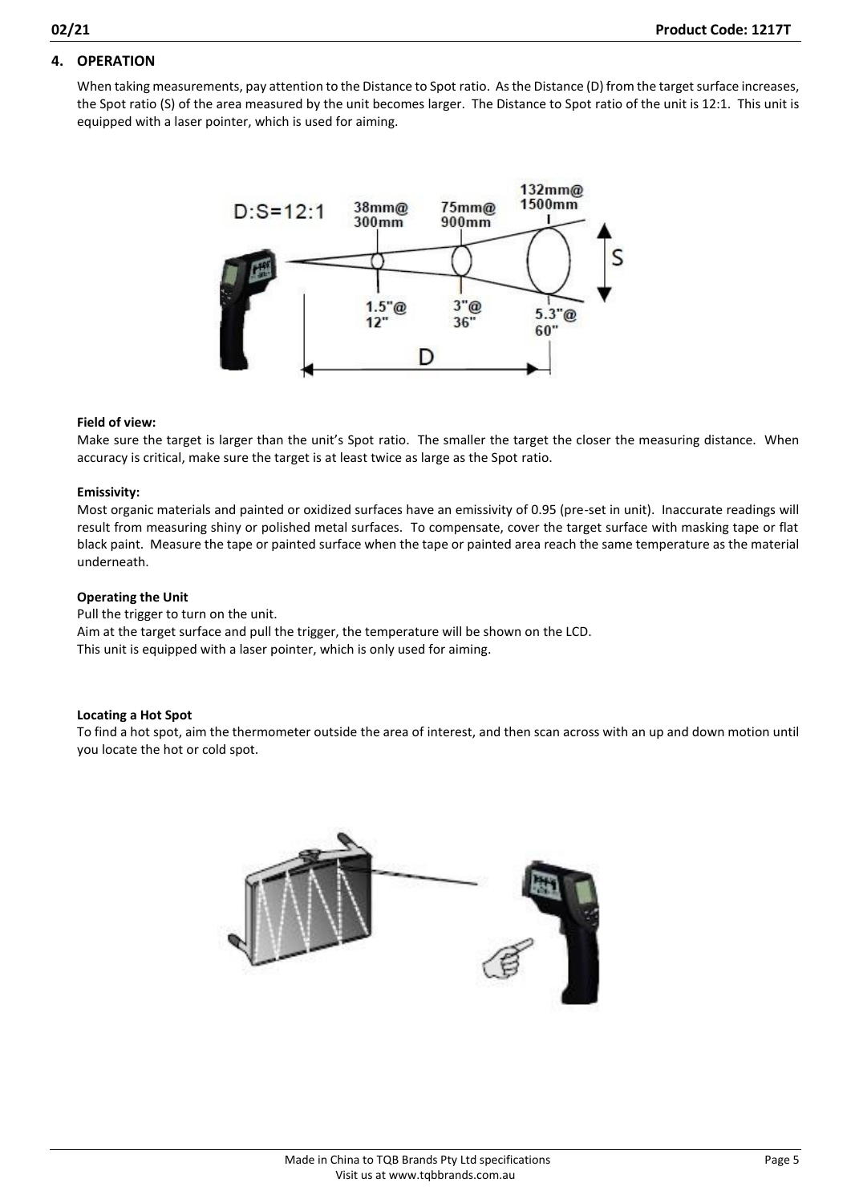## 4. OPERATION

When taking measurements, pay attention to the Distance to Spot ratio. As the Distance (D) from the target surface increases, the Spot ratio (S) of the area measured by the unit becomes larger. The Distance to Spot ratio of the unit is 12:1. This unit is equipped with a laser pointer, which is used for aiming.

**Field of view:**
Make sure the target is larger than the unit's Spot ratio. The smaller the target the closer the measuring distance. When accuracy is critical, make sure the target is at least twice as large as the Spot ratio.

**Emissivity:**
Most organic materials and painted or oxidized surfaces have an emissivity of 0.95 (pre-set in unit). Inaccurate readings will result from measuring shiny or polished metal surfaces. To compensate, cover the target surface with masking tape or flat black paint. Measure the tape or painted surface when the tape or painted area reach the same temperature as the material underneath.

**Operating the Unit**
Pull the trigger to turn on the unit.
Aim at the target surface and pull the trigger, the temperature will be shown on the LCD.
This unit is equipped with a laser pointer, which is only used for aiming.

**Locating a Hot Spot**
To find a hot spot, aim the thermometer outside the area of interest, and then scan across with an up and down motion until you locate the hot or cold spot.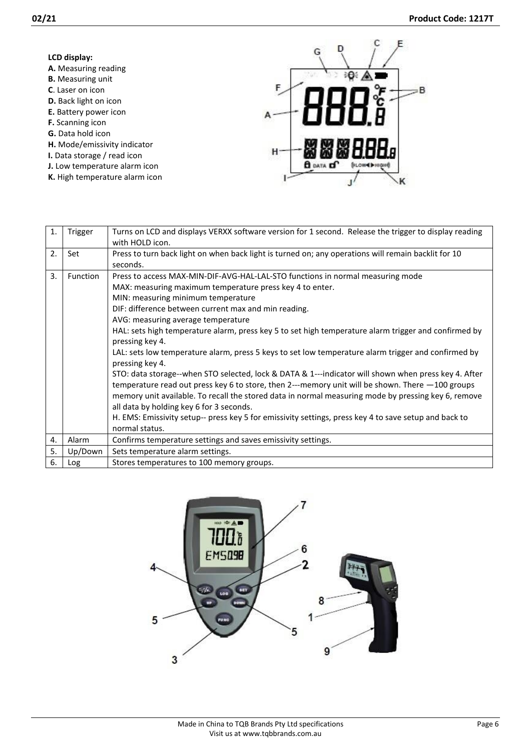**LCD display:**

**A.** Measuring reading
**B.** Measuring unit
**C**. Laser on icon
**D.** Back light on icon
**E.** Battery power icon
**F.** Scanning icon
**G.** Data hold icon
**H.** Mode/emissivity indicator
**I.** Data storage / read icon
**J.** Low temperature alarm icon
**K.** High temperature alarm icon

| 1. | Trigger | Turns on LCD and displays VERXX software version for 1 second. Release the trigger to display reading with HOLD icon. |
|---|---|---|
| 2. | Set | Press to turn back light on when back light is turned on; any operations will remain backlit for 10 seconds. |
| 3. | Function | Press to access MAX-MIN-DIF-AVG-HAL-LAL-STO functions in normal measuring mode<br>MAX: measuring maximum temperature press key 4 to enter.<br>MIN: measuring minimum temperature<br>DIF: difference between current max and min reading.<br>AVG: measuring average temperature<br>HAL: sets high temperature alarm, press key 5 to set high temperature alarm trigger and confirmed by pressing key 4.<br>LAL: sets low temperature alarm, press 5 keys to set low temperature alarm trigger and confirmed by pressing key 4.<br>STO: data storage--when STO selected, lock & DATA & 1---indicator will shown when press key 4. After temperature read out press key 6 to store, then 2---memory unit will be shown. There —100 groups memory unit available. To recall the stored data in normal measuring mode by pressing key 6, remove all data by holding key 6 for 3 seconds.<br>H. EMS: Emissivity setup-- press key 5 for emissivity settings, press key 4 to save setup and back to normal status. |
| 4. | Alarm | Confirms temperature settings and saves emissivity settings. |
| 5. | Up/Down | Sets temperature alarm settings. |
| 6. | Log | Stores temperatures to 100 memory groups. |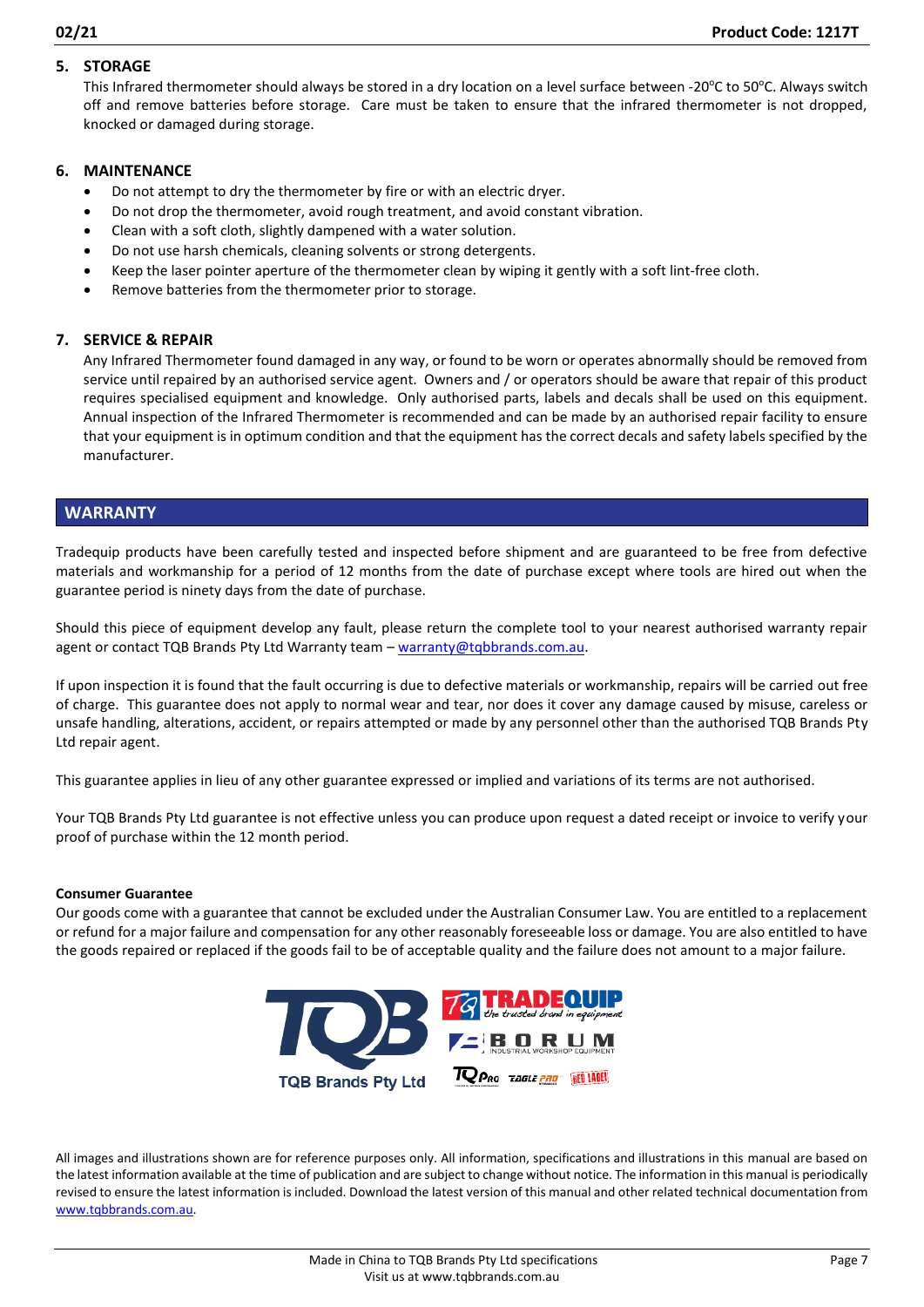## 5. STORAGE

This Infrared thermometer should always be stored in a dry location on a level surface between -20°C to 50°C. Always switch off and remove batteries before storage. Care must be taken to ensure that the infrared thermometer is not dropped, knocked or damaged during storage.

## 6. MAINTENANCE

- Do not attempt to dry the thermometer by fire or with an electric dryer.
- Do not drop the thermometer, avoid rough treatment, and avoid constant vibration.
- Clean with a soft cloth, slightly dampened with a water solution.
- Do not use harsh chemicals, cleaning solvents or strong detergents.
- Keep the laser pointer aperture of the thermometer clean by wiping it gently with a soft lint-free cloth.
- Remove batteries from the thermometer prior to storage.

## 7. SERVICE & REPAIR

Any Infrared Thermometer found damaged in any way, or found to be worn or operates abnormally should be removed from service until repaired by an authorised service agent. Owners and / or operators should be aware that repair of this product requires specialised equipment and knowledge. Only authorised parts, labels and decals shall be used on this equipment. Annual inspection of the Infrared Thermometer is recommended and can be made by an authorised repair facility to ensure that your equipment is in optimum condition and that the equipment has the correct decals and safety labels specified by the manufacturer.

## WARRANTY

Tradequip products have been carefully tested and inspected before shipment and are guaranteed to be free from defective materials and workmanship for a period of 12 months from the date of purchase except where tools are hired out when the guarantee period is ninety days from the date of purchase.

Should this piece of equipment develop any fault, please return the complete tool to your nearest authorised warranty repair agent or contact TQB Brands Pty Ltd Warranty team – warranty@tqbbrands.com.au.

If upon inspection it is found that the fault occurring is due to defective materials or workmanship, repairs will be carried out free of charge. This guarantee does not apply to normal wear and tear, nor does it cover any damage caused by misuse, careless or unsafe handling, alterations, accident, or repairs attempted or made by any personnel other than the authorised TQB Brands Pty Ltd repair agent.

This guarantee applies in lieu of any other guarantee expressed or implied and variations of its terms are not authorised.

Your TQB Brands Pty Ltd guarantee is not effective unless you can produce upon request a dated receipt or invoice to verify your proof of purchase within the 12 month period.

**Consumer Guarantee**

Our goods come with a guarantee that cannot be excluded under the Australian Consumer Law. You are entitled to a replacement or refund for a major failure and compensation for any other reasonably foreseeable loss or damage. You are also entitled to have the goods repaired or replaced if the goods fail to be of acceptable quality and the failure does not amount to a major failure.

TQB Brands Pty Ltd

All images and illustrations shown are for reference purposes only. All information, specifications and illustrations in this manual are based on the latest information available at the time of publication and are subject to change without notice. The information in this manual is periodically revised to ensure the latest information is included. Download the latest version of this manual and other related technical documentation from www.tqbbrands.com.au.

Made in China to TQB Brands Pty Ltd specifications
Visit us at www.tqbbrands.com.au